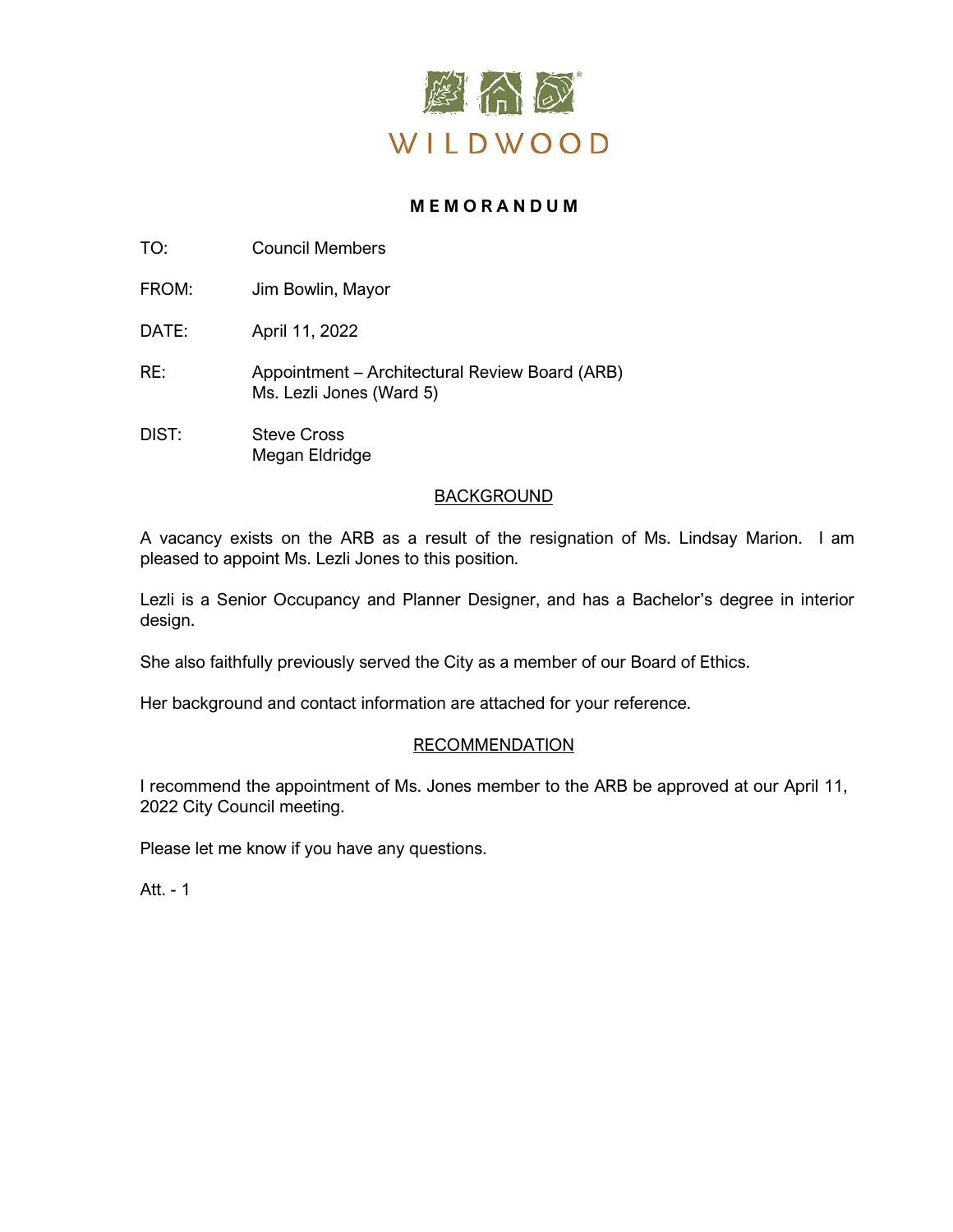WILDWOOD

# MEMORANDUM

TO: Council Members

FROM: Jim Bowlin, Mayor

DATE: April 11, 2022

RE: Appointment – Architectural Review Board (ARB)
Ms. Lezli Jones (Ward 5)

DIST: Steve Cross
Megan Eldridge

## BACKGROUND

A vacancy exists on the ARB as a result of the resignation of Ms. Lindsay Marion. I am pleased to appoint Ms. Lezli Jones to this position.

Lezli is a Senior Occupancy and Planner Designer, and has a Bachelor's degree in interior design.

She also faithfully previously served the City as a member of our Board of Ethics.

Her background and contact information are attached for your reference.

## RECOMMENDATION

I recommend the appointment of Ms. Jones member to the ARB be approved at our April 11, 2022 City Council meeting.

Please let me know if you have any questions.

Att. - 1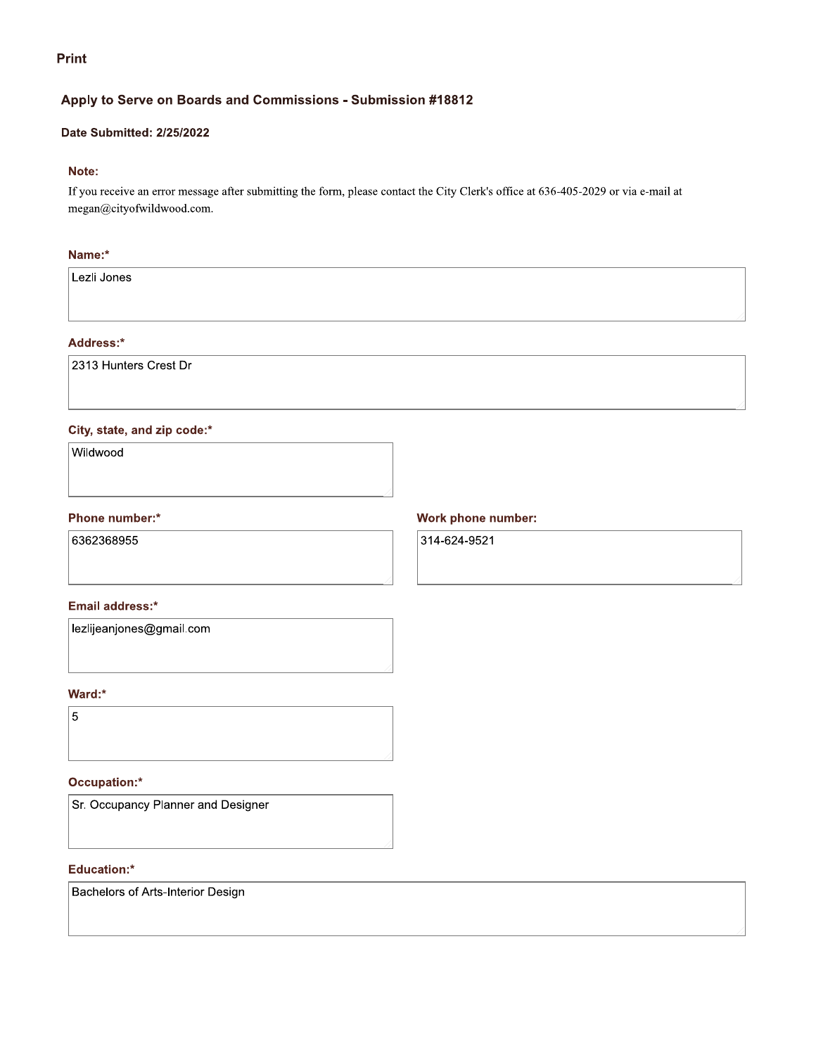Print

## Apply to Serve on Boards and Commissions - Submission #18812

**Date Submitted: 2/25/2022**

**Note:**

If you receive an error message after submitting the form, please contact the City Clerk's office at 636-405-2029 or via e-mail at megan@cityofwildwood.com.

**Name:***

Lezli Jones

**Address:***

2313 Hunters Crest Dr

**City, state, and zip code:***

Wildwood

**Phone number:***

6362368955

**Work phone number:**

314-624-9521

**Email address:***

lezlijeanjones@gmail.com

**Ward:***

5

**Occupation:***

Sr. Occupancy Planner and Designer

**Education:***

Bachelors of Arts-Interior Design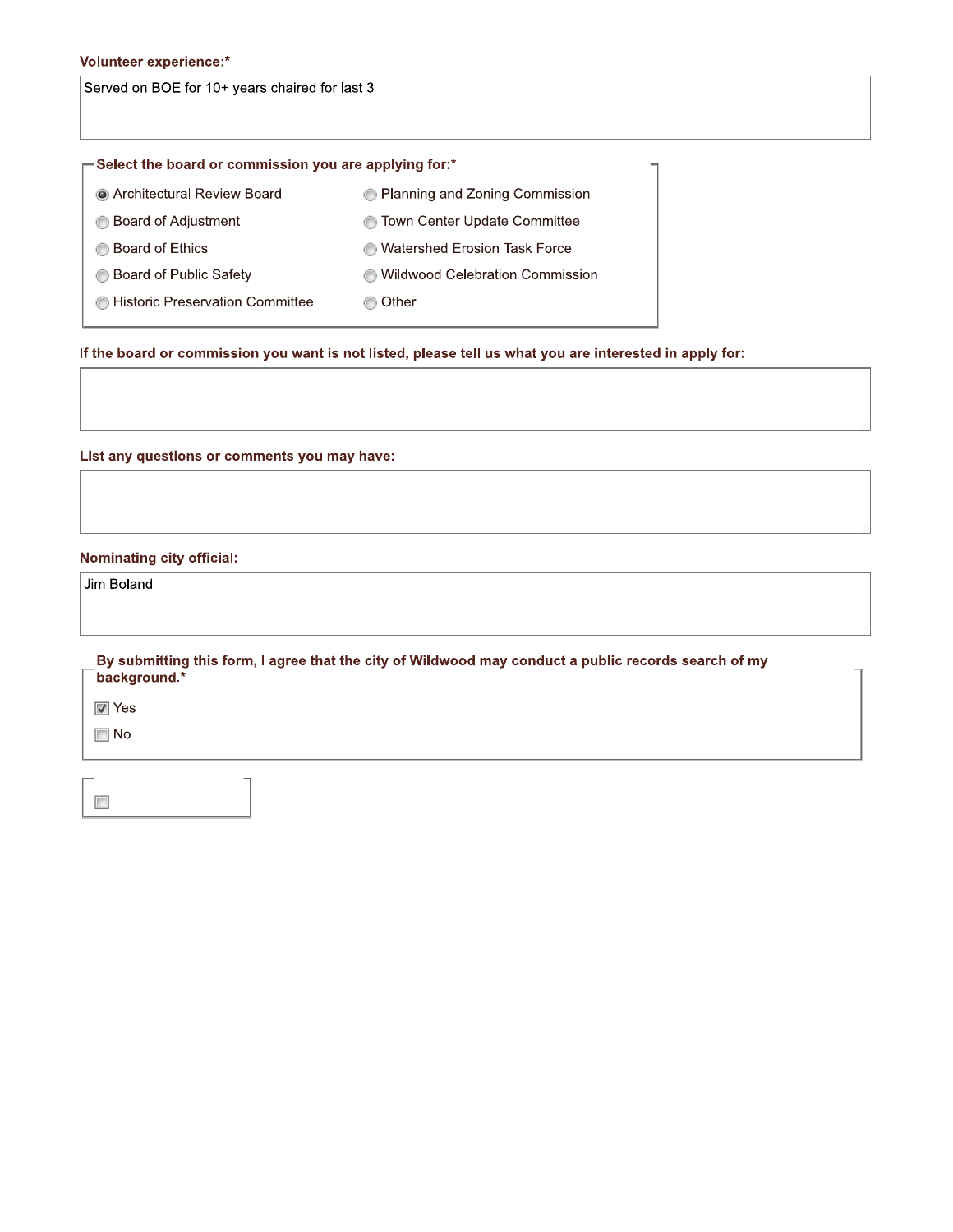**Volunteer experience:***

Served on BOE for 10+ years chaired for last 3

**Select the board or commission you are applying for:***

- (●) Architectural Review Board
- ( ) Board of Adjustment
- ( ) Board of Ethics
- ( ) Board of Public Safety
- ( ) Historic Preservation Committee
- ( ) Planning and Zoning Commission
- ( ) Town Center Update Committee
- ( ) Watershed Erosion Task Force
- ( ) Wildwood Celebration Commission
- ( ) Other

**If the board or commission you want is not listed, please tell us what you are interested in apply for:**

**List any questions or comments you may have:**

**Nominating city official:**

Jim Boland

**By submitting this form, I agree that the city of Wildwood may conduct a public records search of my background.***

- [x] Yes
- [ ] No

- [ ]